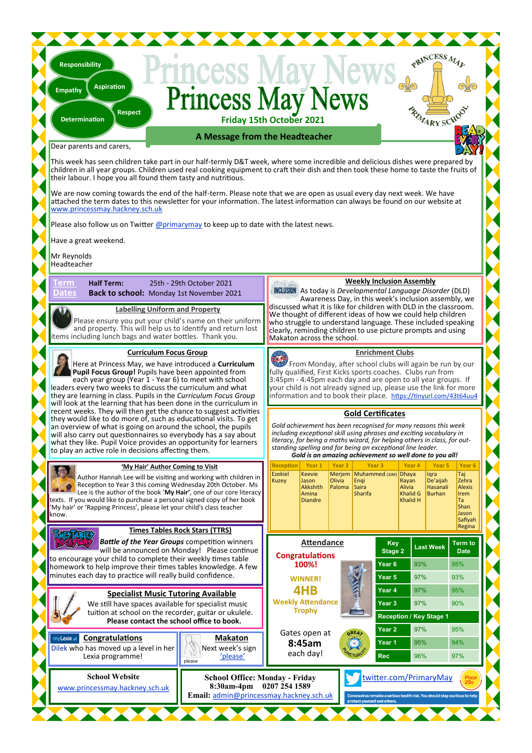Responsibility

Empathy

Aspiration

Respect

Determination

# Princess May News

**Friday 15th October 2021**

PRINCESS MAY PRIMARY SCHOOL

READ EVERY DAY!

## A Message from the Headteacher

Dear parents and carers,

This week has seen children take part in our half-termly D&T week, where some incredible and delicious dishes were prepared by children in all year groups. Children used real cooking equipment to craft their dish and then took these home to taste the fruits of their labour. I hope you all found them tasty and nutritious.

We are now coming towards the end of the half-term. Please note that we are open as usual every day next week. We have attached the term dates to this newsletter for your information. The latest information can always be found on our website at www.princessmay.hackney.sch.uk

Please also follow us on Twitter @primarymay to keep up to date with the latest news.

Have a great weekend.

Mr Reynolds
Headteacher

### Term Dates

**Half Term:** 25th - 29th October 2021
**Back to school:** Monday 1st November 2021

### Labelling Uniform and Property

Please ensure you put your child's name on their uniform and property. This will help us to identify and return lost items including lunch bags and water bottles. Thank you.

### Curriculum Focus Group

Here at Princess May, we have introduced a **Curriculum Pupil Focus Group!** Pupils have been appointed from each year group (Year 1 - Year 6) to meet with school leaders every two weeks to discuss the curriculum and what they are learning in class. Pupils in the *Curriculum Focus Group* will look at the learning that has been done in the curriculum in recent weeks. They will then get the chance to suggest activities they would like to do more of, such as educational visits. To get an overview of what is going on around the school, the pupils will also carry out questionnaires so everybody has a say about what they like. Pupil Voice provides an opportunity for learners to play an active role in decisions affecting them.

### 'My Hair' Author Coming to Visit

Author Hannah Lee will be visiting and working with children in Reception to Year 3 this coming Wednesday 20th October. Ms Lee is the author of the book '**My Hair**', one of our core literacy texts. If you would like to purchase a personal signed copy of her book 'My hair' or 'Rapping Princess', please let your child's class teacher know.

### Times Tables Rock Stars (TTRS)

***Battle of the Year Groups*** competition winners will be announced on Monday! Please continue to encourage your child to complete their weekly times table homework to help improve their times tables knowledge. A few minutes each day to practice will really build confidence.

### Specialist Music Tutoring Available

We still have spaces available for specialist music tuition at school on the recorder, guitar or ukulele. **Please contact the school office to book.**

### Congratulations

Dilek who has moved up a level in her Lexia programme!

### Makaton

Next week's sign 'please'

### Weekly Inclusion Assembly

As today is *Developmental Language Disorder* (DLD) Awareness Day, in this week's inclusion assembly, we discussed what it is like for children with DLD in the classroom. We thought of different ideas of how we could help children who struggle to understand language. These included speaking clearly, reminding children to use picture prompts and using Makaton across the school.

### Enrichment Clubs

From Monday, after school clubs will again be run by our fully qualified, First Kicks sports coaches. Clubs run from 3:45pm - 4:45pm each day and are open to all year groups. If your child is not already signed up, please use the link for more information and to book their place. https://tinyurl.com/43t64uu4

### Gold Certificates

*Gold achievement has been recognised for many reasons this week including exceptional skill using phrases and exciting vocabulary in literacy, for being a maths wizard, for helping others in class, for out-standing spelling and for being an exceptional line leader.*
***Gold is an amazing achievement so well done to you all!***

| Reception | Year 1 | Year 2 | Year 3 | Year 4 | Year 5 | Year 6 |
|---|---|---|---|---|---|---|
| Ezekiel<br>Kuzey | Keevie<br>Jason<br>Akkshith<br>Amina<br>Diandre | Merjem<br>Olivia<br>Paloma | Muhammed (3JM)<br>Engi<br>Saira<br>Sharifa | Dhaya<br>Rayan<br>Alivia<br>Khalid G<br>Khalid H | Iqra<br>De'aijah<br>Hasanali<br>Burhan | Taj<br>Zehra<br>Alexis<br>Irem<br>Ta<br>Shan<br>Jason<br>Safiyah<br>Regina |

### Attendance

**Congratulations 100%!**

**WINNER! 4HB Weekly Attendance Trophy**

Gates open at **8:45am** each day!

| Key Stage 2 | Last Week | Term to Date |
|---|---|---|
| Year 6 | 93% | 95% |
| Year 5 | 97% | 93% |
| Year 4 | 97% | 95% |
| Year 3 | 97% | 90% |
| **Reception / Key Stage 1** | | |
| Year 2 | 97% | 95% |
| Year 1 | 95% | 94% |
| Rec | 96% | 97% |

**School Website**
www.princessmay.hackney.sch.uk

**School Office: Monday - Friday**
**8:30am-4pm 0207 254 1589**
**Email:** admin@princessmay.hackney.sch.uk

twitter.com/PrimaryMay

Coronavirus remains a serious health risk. You should stay cautious to help protect yourself and others.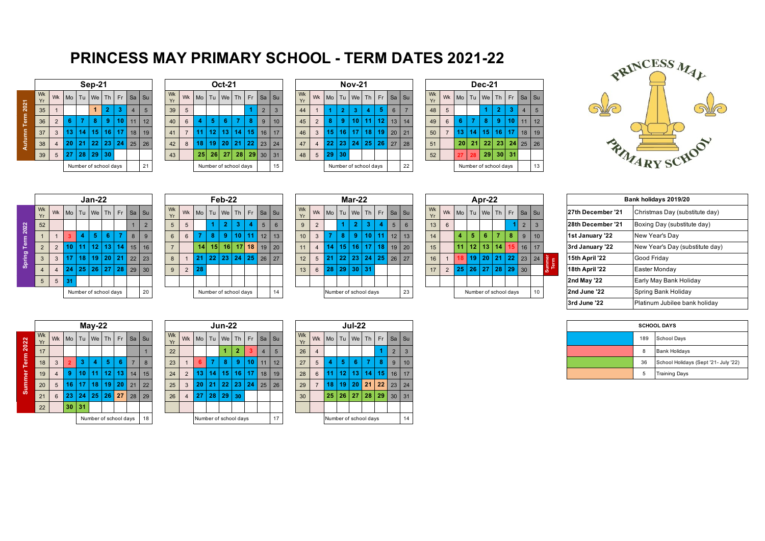# PRINCESS MAY PRIMARY SCHOOL - TERM DATES 2021-22

## Autumn Term 2021

**Sep-21**

| Wk Yr | Wk | Mo | Tu | We | Th | Fr | Sa | Su |
|---|---|---|---|---|---|---|---|---|
| 35 | 1 | | | 1 | 2 | 3 | 4 | 5 |
| 36 | 2 | 6 | 7 | 8 | 9 | 10 | 11 | 12 |
| 37 | 3 | 13 | 14 | 15 | 16 | 17 | 18 | 19 |
| 38 | 4 | 20 | 21 | 22 | 23 | 24 | 25 | 26 |
| 39 | 5 | 27 | 28 | 29 | 30 | | | |
| | | Number of school days | | | | | | 21 |

**Oct-21**

| Wk Yr | Wk | Mo | Tu | We | Th | Fr | Sa | Su |
|---|---|---|---|---|---|---|---|---|
| 39 | 5 | | | | | 1 | 2 | 3 |
| 40 | 6 | 4 | 5 | 6 | 7 | 8 | 9 | 10 |
| 41 | 7 | 11 | 12 | 13 | 14 | 15 | 16 | 17 |
| 42 | 8 | 18 | 19 | 20 | 21 | 22 | 23 | 24 |
| 43 | | 25 | 26 | 27 | 28 | 29 | 30 | 31 |
| | | Number of school days | | | | | | 15 |

**Nov-21**

| Wk Yr | Wk | Mo | Tu | We | Th | Fr | Sa | Su |
|---|---|---|---|---|---|---|---|---|
| 44 | 1 | 1 | 2 | 3 | 4 | 5 | 6 | 7 |
| 45 | 2 | 8 | 9 | 10 | 11 | 12 | 13 | 14 |
| 46 | 3 | 15 | 16 | 17 | 18 | 19 | 20 | 21 |
| 47 | 4 | 22 | 23 | 24 | 25 | 26 | 27 | 28 |
| 48 | 5 | 29 | 30 | | | | | |
| | | Number of school days | | | | | | 22 |

**Dec-21**

| Wk Yr | Wk | Mo | Tu | We | Th | Fr | Sa | Su |
|---|---|---|---|---|---|---|---|---|
| 48 | 5 | | | 1 | 2 | 3 | 4 | 5 |
| 49 | 6 | 6 | 7 | 8 | 9 | 10 | 11 | 12 |
| 50 | 7 | 13 | 14 | 15 | 16 | 17 | 18 | 19 |
| 51 | | 20 | 21 | 22 | 23 | 24 | 25 | 26 |
| 52 | | 27 | 28 | 29 | 30 | 31 | | |
| | | Number of school days | | | | | | 13 |

## Spring Term 2022

**Jan-22**

| Wk Yr | Wk | Mo | Tu | We | Th | Fr | Sa | Su |
|---|---|---|---|---|---|---|---|---|
| 52 | | | | | | | 1 | 2 |
| 1 | 1 | 3 | 4 | 5 | 6 | 7 | 8 | 9 |
| 2 | 2 | 10 | 11 | 12 | 13 | 14 | 15 | 16 |
| 3 | 3 | 17 | 18 | 19 | 20 | 21 | 22 | 23 |
| 4 | 4 | 24 | 25 | 26 | 27 | 28 | 29 | 30 |
| 5 | 5 | 31 | | | | | | |
| | | Number of school days | | | | | | 20 |

**Feb-22**

| Wk Yr | Wk | Mo | Tu | We | Th | Fr | Sa | Su |
|---|---|---|---|---|---|---|---|---|
| 5 | 5 | | 1 | 2 | 3 | 4 | 5 | 6 |
| 6 | 6 | 7 | 8 | 9 | 10 | 11 | 12 | 13 |
| 7 | | 14 | 15 | 16 | 17 | 18 | 19 | 20 |
| 8 | 1 | 21 | 22 | 23 | 24 | 25 | 26 | 27 |
| 9 | 2 | 28 | | | | | | |
| | | Number of school days | | | | | | 14 |

**Mar-22**

| Wk Yr | Wk | Mo | Tu | We | Th | Fr | Sa | Su |
|---|---|---|---|---|---|---|---|---|
| 9 | 2 | | 1 | 2 | 3 | 4 | 5 | 6 |
| 10 | 3 | 7 | 8 | 9 | 10 | 11 | 12 | 13 |
| 11 | 4 | 14 | 15 | 16 | 17 | 18 | 19 | 20 |
| 12 | 5 | 21 | 22 | 23 | 24 | 25 | 26 | 27 |
| 13 | 6 | 28 | 29 | 30 | 31 | | | |
| | | Number of school days | | | | | | 23 |

**Apr-22**

| Wk Yr | Wk | Mo | Tu | We | Th | Fr | Sa | Su |
|---|---|---|---|---|---|---|---|---|
| 13 | 6 | | | | | 1 | 2 | 3 |
| 14 | | 4 | 5 | 6 | 7 | 8 | 9 | 10 |
| 15 | | 11 | 12 | 13 | 14 | 15 | 16 | 17 |
| 16 | 1 | 18 | 19 | 20 | 21 | 22 | 23 | 24 |
| 17 | 2 | 25 | 26 | 27 | 28 | 29 | 30 | |
| | | Number of school days | | | | | | 10 |

Summer Term

## Summer Term 2022

**May-22**

| Wk Yr | Wk | Mo | Tu | We | Th | Fr | Sa | Su |
|---|---|---|---|---|---|---|---|---|
| 17 | | | | | | | | 1 |
| 18 | 3 | 2 | 3 | 4 | 5 | 6 | 7 | 8 |
| 19 | 4 | 9 | 10 | 11 | 12 | 13 | 14 | 15 |
| 20 | 5 | 16 | 17 | 18 | 19 | 20 | 21 | 22 |
| 21 | 6 | 23 | 24 | 25 | 26 | 27 | 28 | 29 |
| 22 | | 30 | 31 | | | | | |
| | | Number of school days | | | | | | 18 |

**Jun-22**

| Wk Yr | Wk | Mo | Tu | We | Th | Fr | Sa | Su |
|---|---|---|---|---|---|---|---|---|
| 22 | | | | 1 | 2 | 3 | 4 | 5 |
| 23 | 1 | 6 | 7 | 8 | 9 | 10 | 11 | 12 |
| 24 | 2 | 13 | 14 | 15 | 16 | 17 | 18 | 19 |
| 25 | 3 | 20 | 21 | 22 | 23 | 24 | 25 | 26 |
| 26 | 4 | 27 | 28 | 29 | 30 | | | |
| | | Number of school days | | | | | | 17 |

**Jul-22**

| Wk Yr | Wk | Mo | Tu | We | Th | Fr | Sa | Su |
|---|---|---|---|---|---|---|---|---|
| 26 | 4 | | | | | 1 | 2 | 3 |
| 27 | 5 | 4 | 5 | 6 | 7 | 8 | 9 | 10 |
| 28 | 6 | 11 | 12 | 13 | 14 | 15 | 16 | 17 |
| 29 | 7 | 18 | 19 | 20 | 21 | 22 | 23 | 24 |
| 30 | | 25 | 26 | 27 | 28 | 29 | 30 | 31 |
| | | Number of school days | | | | | | 14 |

## Bank holidays 2019/20

| | |
|---|---|
| 27th December '21 | Christmas Day (substitute day) |
| 28th December '21 | Boxing Day (substitute day) |
| 1st January '22 | New Year's Day |
| 3rd January '22 | New Year's Day (substitute day) |
| 15th April '22 | Good Friday |
| 18th April '22 | Easter Monday |
| 2nd May '22 | Early May Bank Holiday |
| 2nd June '22 | Spring Bank Holiday |
| 3rd June '22 | Platinum Jubilee bank holiday |

## SCHOOL DAYS

| | |
|---|---|
| 189 | School Days |
| 8 | Bank Holidays |
| 36 | School Holidays (Sept '21- July '22) |
| 5 | Training Days |